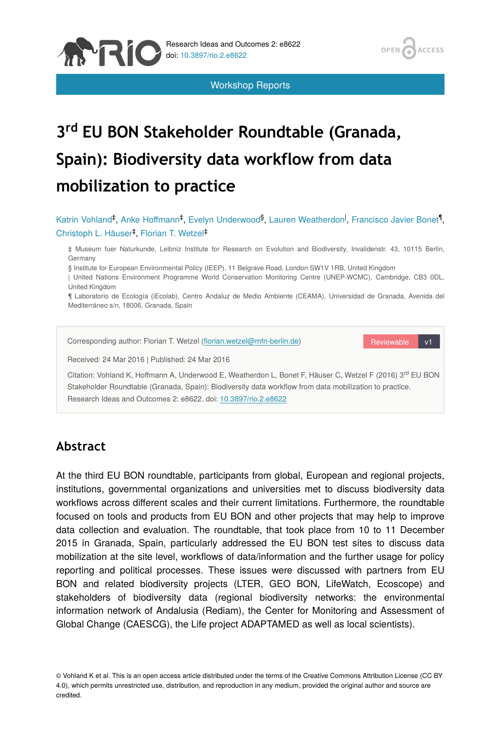Workshop Reports

# 3$^{rd}$ EU BON Stakeholder Roundtable (Granada, Spain): Biodiversity data workflow from data mobilization to practice

Katrin Vohland[‡], Anke Hoffmann[‡], Evelyn Underwood[§], Lauren Weatherdon[|], Francisco Javier Bonet[¶], Christoph L. Häuser[‡], Florian T. Wetzel[‡]

‡ Museum fuer Naturkunde, Leibniz Institute for Research on Evolution and Biodiversity, Invalidenstr. 43, 10115 Berlin, Germany

§ Institute for European Environmental Policy (IEEP), 11 Belgrave Road, London SW1V 1RB, United Kingdom

| United Nations Environment Programme World Conservation Monitoring Centre (UNEP-WCMC), Cambridge, CB3 0DL, United Kingdom

¶ Laboratorio de Ecología (iEcolab), Centro Andaluz de Medio Ambiente (CEAMA), Universidad de Granada, Avenida del Mediterráneo s/n, 18006, Granada, Spain

Corresponding author: Florian T. Wetzel (florian.wetzel@mfn-berlin.de)

Reviewable v1

Received: 24 Mar 2016 | Published: 24 Mar 2016

Citation: Vohland K, Hoffmann A, Underwood E, Weatherdon L, Bonet F, Häuser C, Wetzel F (2016) 3$^{rd}$ EU BON Stakeholder Roundtable (Granada, Spain): Biodiversity data workflow from data mobilization to practice. Research Ideas and Outcomes 2: e8622. doi: 10.3897/rio.2.e8622

## Abstract

At the third EU BON roundtable, participants from global, European and regional projects, institutions, governmental organizations and universities met to discuss biodiversity data workflows across different scales and their current limitations. Furthermore, the roundtable focused on tools and products from EU BON and other projects that may help to improve data collection and evaluation. The roundtable, that took place from 10 to 11 December 2015 in Granada, Spain, particularly addressed the EU BON test sites to discuss data mobilization at the site level, workflows of data/information and the further usage for policy reporting and political processes. These issues were discussed with partners from EU BON and related biodiversity projects (LTER, GEO BON, LifeWatch, Ecoscope) and stakeholders of biodiversity data (regional biodiversity networks: the environmental information network of Andalusia (Rediam), the Center for Monitoring and Assessment of Global Change (CAESCG), the Life project ADAPTAMED as well as local scientists).

© Vohland K et al. This is an open access article distributed under the terms of the Creative Commons Attribution License (CC BY 4.0), which permits unrestricted use, distribution, and reproduction in any medium, provided the original author and source are credited.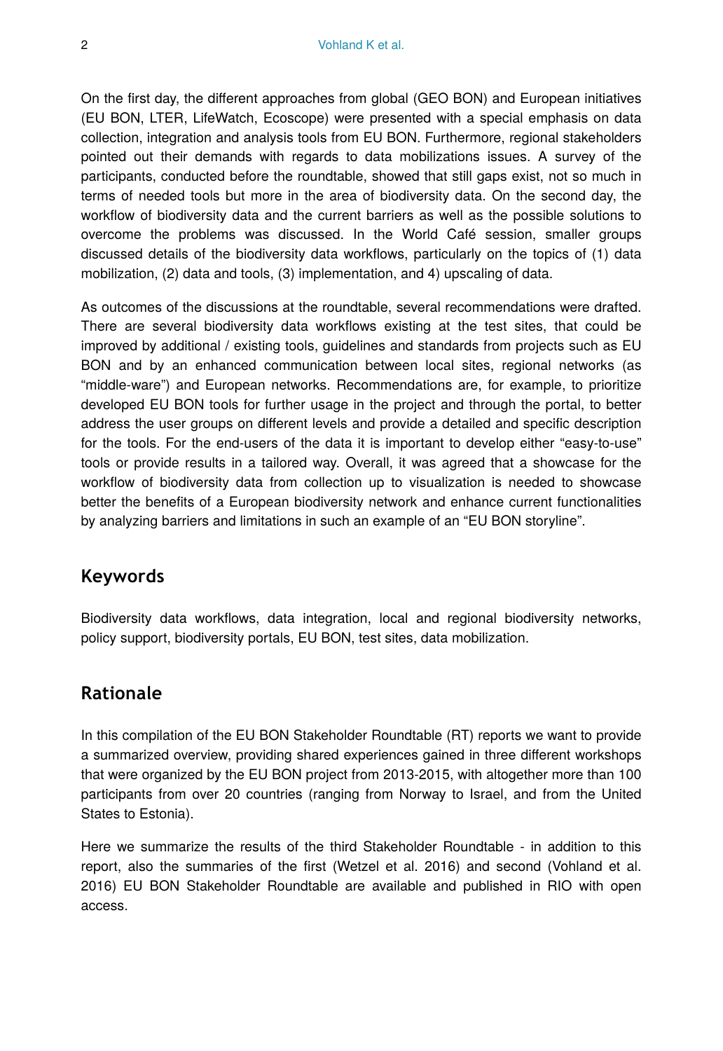On the first day, the different approaches from global (GEO BON) and European initiatives (EU BON, LTER, LifeWatch, Ecoscope) were presented with a special emphasis on data collection, integration and analysis tools from EU BON. Furthermore, regional stakeholders pointed out their demands with regards to data mobilizations issues. A survey of the participants, conducted before the roundtable, showed that still gaps exist, not so much in terms of needed tools but more in the area of biodiversity data. On the second day, the workflow of biodiversity data and the current barriers as well as the possible solutions to overcome the problems was discussed. In the World Café session, smaller groups discussed details of the biodiversity data workflows, particularly on the topics of (1) data mobilization, (2) data and tools, (3) implementation, and 4) upscaling of data.

As outcomes of the discussions at the roundtable, several recommendations were drafted. There are several biodiversity data workflows existing at the test sites, that could be improved by additional / existing tools, guidelines and standards from projects such as EU BON and by an enhanced communication between local sites, regional networks (as "middle-ware") and European networks. Recommendations are, for example, to prioritize developed EU BON tools for further usage in the project and through the portal, to better address the user groups on different levels and provide a detailed and specific description for the tools. For the end-users of the data it is important to develop either "easy-to-use" tools or provide results in a tailored way. Overall, it was agreed that a showcase for the workflow of biodiversity data from collection up to visualization is needed to showcase better the benefits of a European biodiversity network and enhance current functionalities by analyzing barriers and limitations in such an example of an "EU BON storyline".

## Keywords

Biodiversity data workflows, data integration, local and regional biodiversity networks, policy support, biodiversity portals, EU BON, test sites, data mobilization.

## Rationale

In this compilation of the EU BON Stakeholder Roundtable (RT) reports we want to provide a summarized overview, providing shared experiences gained in three different workshops that were organized by the EU BON project from 2013-2015, with altogether more than 100 participants from over 20 countries (ranging from Norway to Israel, and from the United States to Estonia).

Here we summarize the results of the third Stakeholder Roundtable - in addition to this report, also the summaries of the first (Wetzel et al. 2016) and second (Vohland et al. 2016) EU BON Stakeholder Roundtable are available and published in RIO with open access.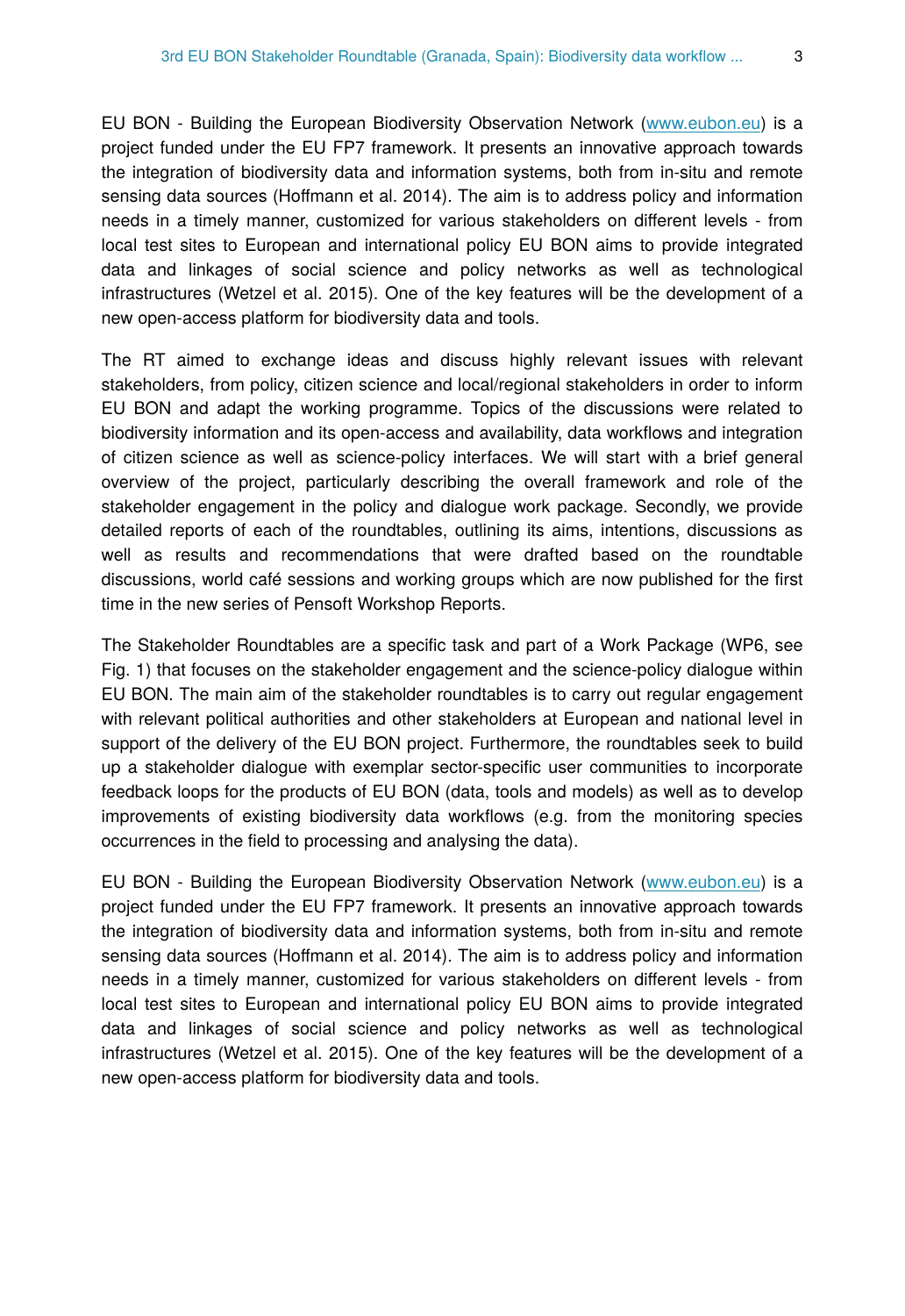EU BON - Building the European Biodiversity Observation Network (www.eubon.eu) is a project funded under the EU FP7 framework. It presents an innovative approach towards the integration of biodiversity data and information systems, both from in-situ and remote sensing data sources (Hoffmann et al. 2014). The aim is to address policy and information needs in a timely manner, customized for various stakeholders on different levels - from local test sites to European and international policy EU BON aims to provide integrated data and linkages of social science and policy networks as well as technological infrastructures (Wetzel et al. 2015). One of the key features will be the development of a new open-access platform for biodiversity data and tools.

The RT aimed to exchange ideas and discuss highly relevant issues with relevant stakeholders, from policy, citizen science and local/regional stakeholders in order to inform EU BON and adapt the working programme. Topics of the discussions were related to biodiversity information and its open-access and availability, data workflows and integration of citizen science as well as science-policy interfaces. We will start with a brief general overview of the project, particularly describing the overall framework and role of the stakeholder engagement in the policy and dialogue work package. Secondly, we provide detailed reports of each of the roundtables, outlining its aims, intentions, discussions as well as results and recommendations that were drafted based on the roundtable discussions, world café sessions and working groups which are now published for the first time in the new series of Pensoft Workshop Reports.

The Stakeholder Roundtables are a specific task and part of a Work Package (WP6, see Fig. 1) that focuses on the stakeholder engagement and the science-policy dialogue within EU BON. The main aim of the stakeholder roundtables is to carry out regular engagement with relevant political authorities and other stakeholders at European and national level in support of the delivery of the EU BON project. Furthermore, the roundtables seek to build up a stakeholder dialogue with exemplar sector-specific user communities to incorporate feedback loops for the products of EU BON (data, tools and models) as well as to develop improvements of existing biodiversity data workflows (e.g. from the monitoring species occurrences in the field to processing and analysing the data).

EU BON - Building the European Biodiversity Observation Network (www.eubon.eu) is a project funded under the EU FP7 framework. It presents an innovative approach towards the integration of biodiversity data and information systems, both from in-situ and remote sensing data sources (Hoffmann et al. 2014). The aim is to address policy and information needs in a timely manner, customized for various stakeholders on different levels - from local test sites to European and international policy EU BON aims to provide integrated data and linkages of social science and policy networks as well as technological infrastructures (Wetzel et al. 2015). One of the key features will be the development of a new open-access platform for biodiversity data and tools.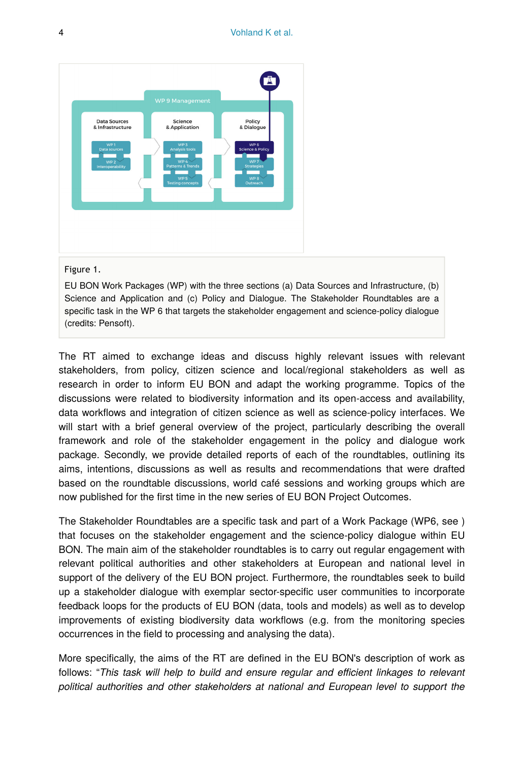Figure 1.

EU BON Work Packages (WP) with the three sections (a) Data Sources and Infrastructure, (b) Science and Application and (c) Policy and Dialogue. The Stakeholder Roundtables are a specific task in the WP 6 that targets the stakeholder engagement and science-policy dialogue (credits: Pensoft).

The RT aimed to exchange ideas and discuss highly relevant issues with relevant stakeholders, from policy, citizen science and local/regional stakeholders as well as research in order to inform EU BON and adapt the working programme. Topics of the discussions were related to biodiversity information and its open-access and availability, data workflows and integration of citizen science as well as science-policy interfaces. We will start with a brief general overview of the project, particularly describing the overall framework and role of the stakeholder engagement in the policy and dialogue work package. Secondly, we provide detailed reports of each of the roundtables, outlining its aims, intentions, discussions as well as results and recommendations that were drafted based on the roundtable discussions, world café sessions and working groups which are now published for the first time in the new series of EU BON Project Outcomes.

The Stakeholder Roundtables are a specific task and part of a Work Package (WP6, see ) that focuses on the stakeholder engagement and the science-policy dialogue within EU BON. The main aim of the stakeholder roundtables is to carry out regular engagement with relevant political authorities and other stakeholders at European and national level in support of the delivery of the EU BON project. Furthermore, the roundtables seek to build up a stakeholder dialogue with exemplar sector-specific user communities to incorporate feedback loops for the products of EU BON (data, tools and models) as well as to develop improvements of existing biodiversity data workflows (e.g. from the monitoring species occurrences in the field to processing and analysing the data).

More specifically, the aims of the RT are defined in the EU BON's description of work as follows: "*This task will help to build and ensure regular and efficient linkages to relevant political authorities and other stakeholders at national and European level to support the*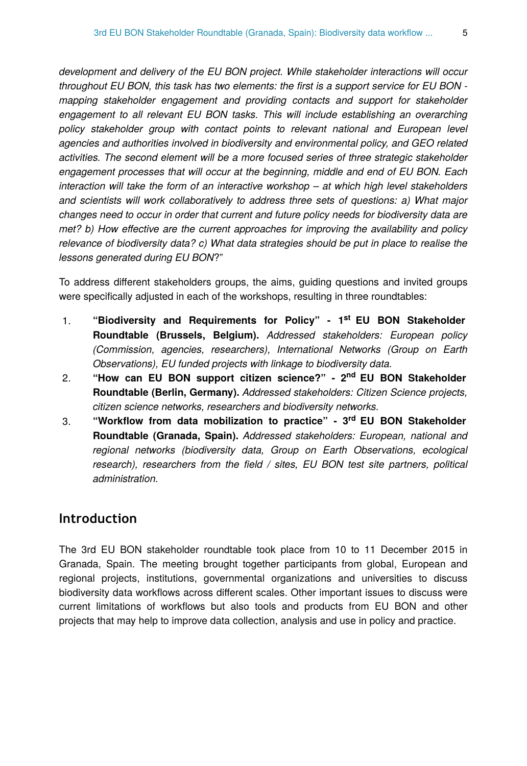*development and delivery of the EU BON project. While stakeholder interactions will occur throughout EU BON, this task has two elements: the first is a support service for EU BON - mapping stakeholder engagement and providing contacts and support for stakeholder engagement to all relevant EU BON tasks. This will include establishing an overarching policy stakeholder group with contact points to relevant national and European level agencies and authorities involved in biodiversity and environmental policy, and GEO related activities. The second element will be a more focused series of three strategic stakeholder engagement processes that will occur at the beginning, middle and end of EU BON. Each interaction will take the form of an interactive workshop – at which high level stakeholders and scientists will work collaboratively to address three sets of questions: a) What major changes need to occur in order that current and future policy needs for biodiversity data are met? b) How effective are the current approaches for improving the availability and policy relevance of biodiversity data? c) What data strategies should be put in place to realise the lessons generated during EU BON*?"

To address different stakeholders groups, the aims, guiding questions and invited groups were specifically adjusted in each of the workshops, resulting in three roundtables:

1. **"Biodiversity and Requirements for Policy" - 1st EU BON Stakeholder Roundtable (Brussels, Belgium).** *Addressed stakeholders: European policy (Commission, agencies, researchers), International Networks (Group on Earth Observations), EU funded projects with linkage to biodiversity data.*
2. **"How can EU BON support citizen science?" - 2nd EU BON Stakeholder Roundtable (Berlin, Germany).** *Addressed stakeholders: Citizen Science projects, citizen science networks, researchers and biodiversity networks*.
3. **"Workflow from data mobilization to practice" - 3rd EU BON Stakeholder Roundtable (Granada, Spain).** *Addressed stakeholders: European, national and regional networks (biodiversity data, Group on Earth Observations, ecological research), researchers from the field / sites, EU BON test site partners, political administration.*

## Introduction

The 3rd EU BON stakeholder roundtable took place from 10 to 11 December 2015 in Granada, Spain. The meeting brought together participants from global, European and regional projects, institutions, governmental organizations and universities to discuss biodiversity data workflows across different scales. Other important issues to discuss were current limitations of workflows but also tools and products from EU BON and other projects that may help to improve data collection, analysis and use in policy and practice.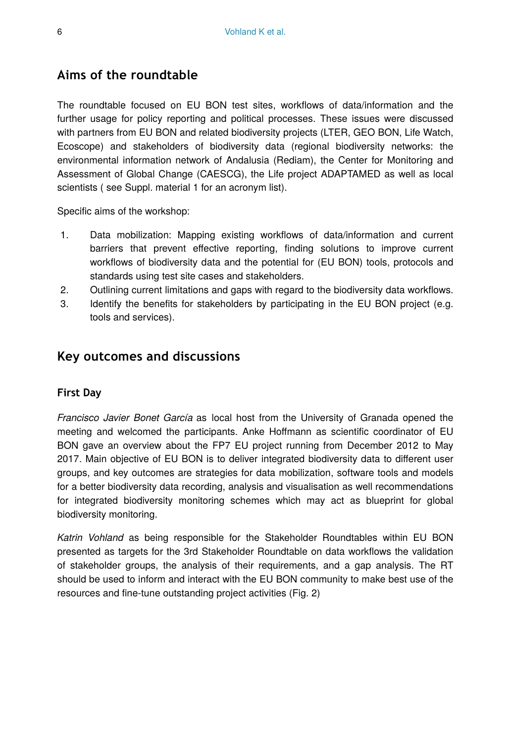## Aims of the roundtable

The roundtable focused on EU BON test sites, workflows of data/information and the further usage for policy reporting and political processes. These issues were discussed with partners from EU BON and related biodiversity projects (LTER, GEO BON, Life Watch, Ecoscope) and stakeholders of biodiversity data (regional biodiversity networks: the environmental information network of Andalusia (Rediam), the Center for Monitoring and Assessment of Global Change (CAESCG), the Life project ADAPTAMED as well as local scientists ( see Suppl. material 1 for an acronym list).

Specific aims of the workshop:

1. Data mobilization: Mapping existing workflows of data/information and current barriers that prevent effective reporting, finding solutions to improve current workflows of biodiversity data and the potential for (EU BON) tools, protocols and standards using test site cases and stakeholders.
2. Outlining current limitations and gaps with regard to the biodiversity data workflows.
3. Identify the benefits for stakeholders by participating in the EU BON project (e.g. tools and services).

## Key outcomes and discussions

### First Day

*Francisco Javier Bonet García* as local host from the University of Granada opened the meeting and welcomed the participants. Anke Hoffmann as scientific coordinator of EU BON gave an overview about the FP7 EU project running from December 2012 to May 2017. Main objective of EU BON is to deliver integrated biodiversity data to different user groups, and key outcomes are strategies for data mobilization, software tools and models for a better biodiversity data recording, analysis and visualisation as well recommendations for integrated biodiversity monitoring schemes which may act as blueprint for global biodiversity monitoring.

*Katrin Vohland* as being responsible for the Stakeholder Roundtables within EU BON presented as targets for the 3rd Stakeholder Roundtable on data workflows the validation of stakeholder groups, the analysis of their requirements, and a gap analysis. The RT should be used to inform and interact with the EU BON community to make best use of the resources and fine-tune outstanding project activities (Fig. 2)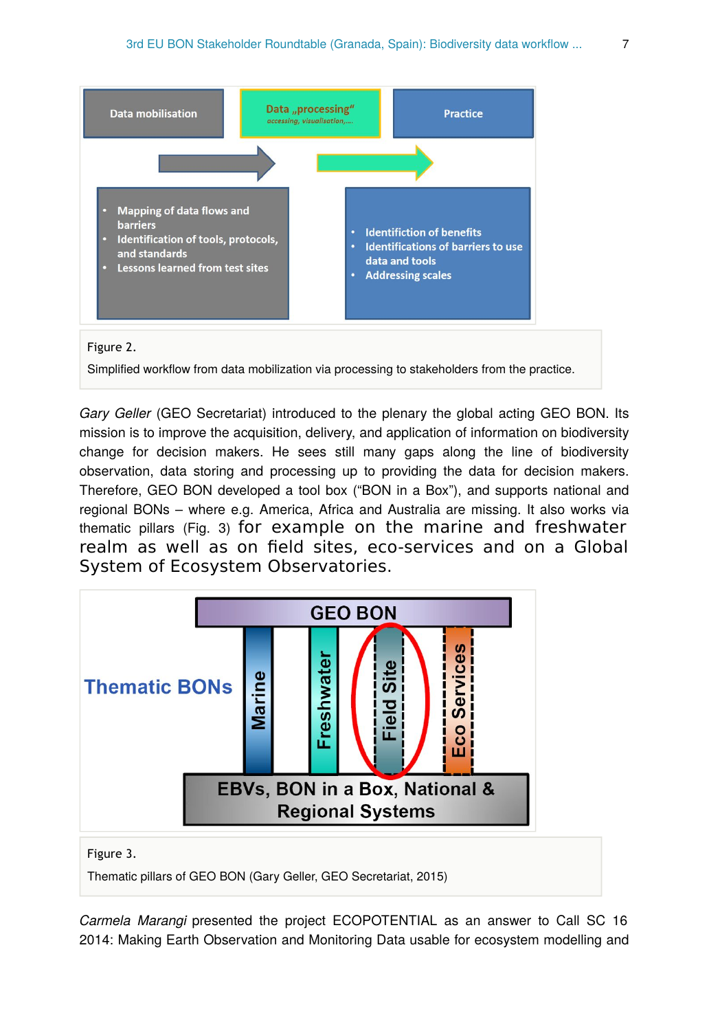Figure 2.

Simplified workflow from data mobilization via processing to stakeholders from the practice.

*Gary Geller* (GEO Secretariat) introduced to the plenary the global acting GEO BON. Its mission is to improve the acquisition, delivery, and application of information on biodiversity change for decision makers. He sees still many gaps along the line of biodiversity observation, data storing and processing up to providing the data for decision makers. Therefore, GEO BON developed a tool box ("BON in a Box"), and supports national and regional BONs – where e.g. America, Africa and Australia are missing. It also works via thematic pillars (Fig. 3) for example on the marine and freshwater realm as well as on field sites, eco-services and on a Global System of Ecosystem Observatories.

Figure 3.

Thematic pillars of GEO BON (Gary Geller, GEO Secretariat, 2015)

*Carmela Marangi* presented the project ECOPOTENTIAL as an answer to Call SC 16 2014: Making Earth Observation and Monitoring Data usable for ecosystem modelling and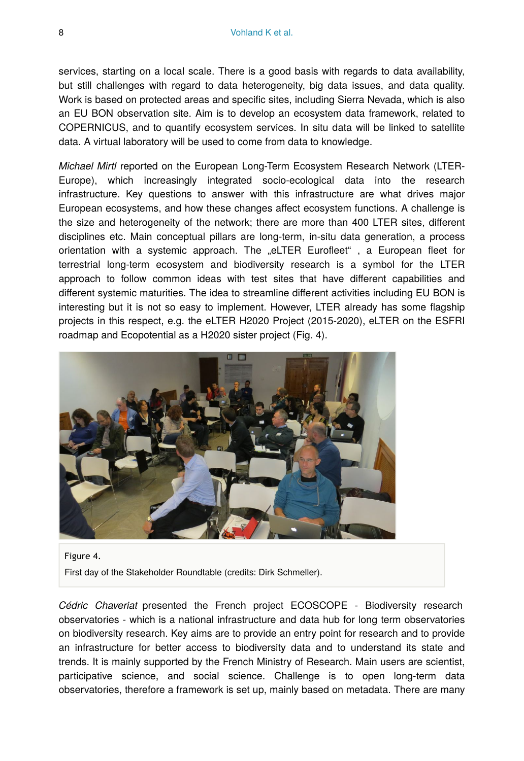services, starting on a local scale. There is a good basis with regards to data availability, but still challenges with regard to data heterogeneity, big data issues, and data quality. Work is based on protected areas and specific sites, including Sierra Nevada, which is also an EU BON observation site. Aim is to develop an ecosystem data framework, related to COPERNICUS, and to quantify ecosystem services. In situ data will be linked to satellite data. A virtual laboratory will be used to come from data to knowledge.

*Michael Mirtl* reported on the European Long-Term Ecosystem Research Network (LTER-Europe), which increasingly integrated socio-ecological data into the research infrastructure. Key questions to answer with this infrastructure are what drives major European ecosystems, and how these changes affect ecosystem functions. A challenge is the size and heterogeneity of the network; there are more than 400 LTER sites, different disciplines etc. Main conceptual pillars are long-term, in-situ data generation, a process orientation with a systemic approach. The „eLTER Eurofleet“ , a European fleet for terrestrial long-term ecosystem and biodiversity research is a symbol for the LTER approach to follow common ideas with test sites that have different capabilities and different systemic maturities. The idea to streamline different activities including EU BON is interesting but it is not so easy to implement. However, LTER already has some flagship projects in this respect, e.g. the eLTER H2020 Project (2015-2020), eLTER on the ESFRI roadmap and Ecopotential as a H2020 sister project (Fig. 4).

Figure 4.

First day of the Stakeholder Roundtable (credits: Dirk Schmeller).

*Cédric Chaveriat* presented the French project ECOSCOPE - Biodiversity research observatories - which is a national infrastructure and data hub for long term observatories on biodiversity research. Key aims are to provide an entry point for research and to provide an infrastructure for better access to biodiversity data and to understand its state and trends. It is mainly supported by the French Ministry of Research. Main users are scientist, participative science, and social science. Challenge is to open long-term data observatories, therefore a framework is set up, mainly based on metadata. There are many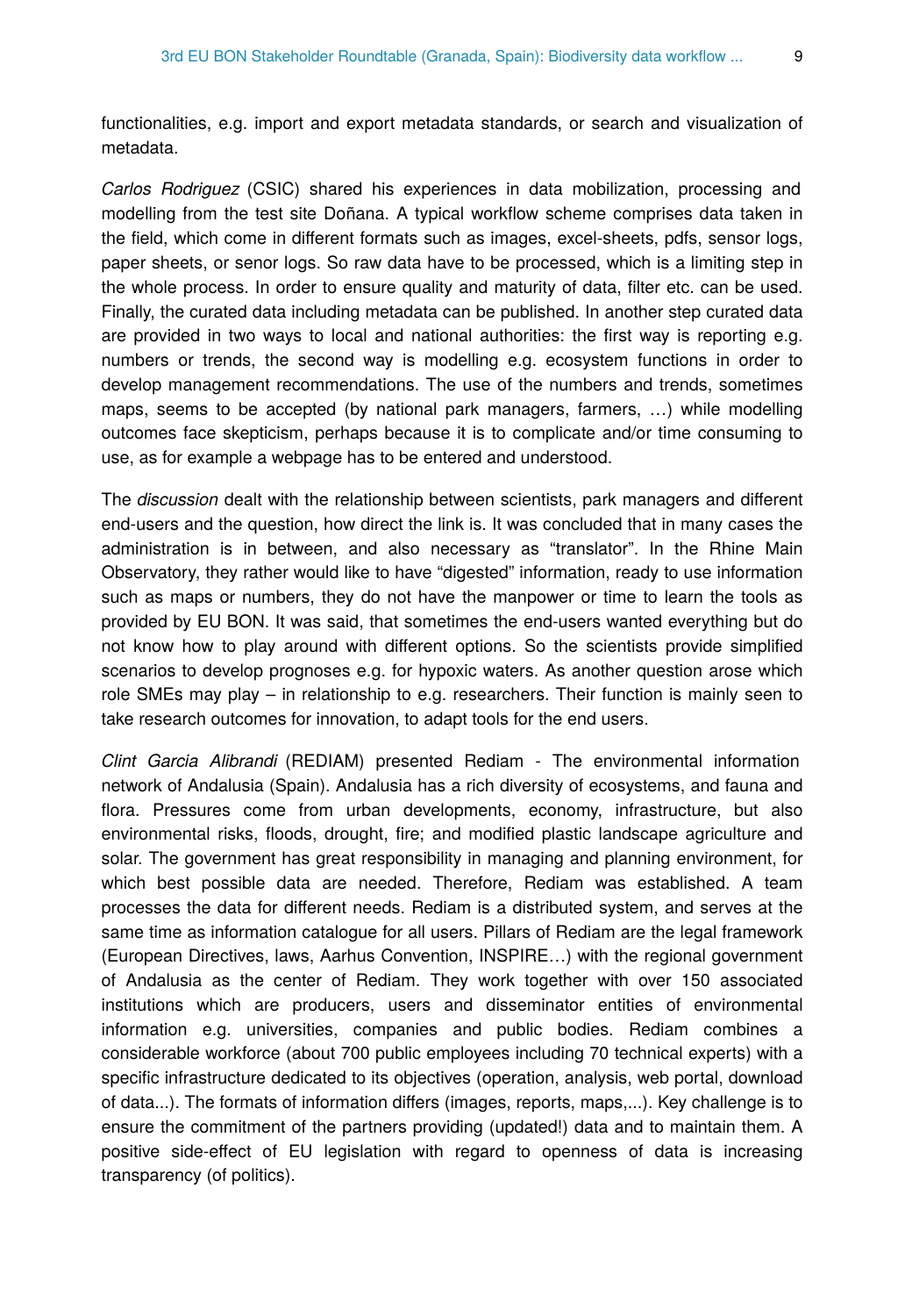functionalities, e.g. import and export metadata standards, or search and visualization of metadata.

*Carlos Rodriguez* (CSIC) shared his experiences in data mobilization, processing and modelling from the test site Doñana. A typical workflow scheme comprises data taken in the field, which come in different formats such as images, excel-sheets, pdfs, sensor logs, paper sheets, or senor logs. So raw data have to be processed, which is a limiting step in the whole process. In order to ensure quality and maturity of data, filter etc. can be used. Finally, the curated data including metadata can be published. In another step curated data are provided in two ways to local and national authorities: the first way is reporting e.g. numbers or trends, the second way is modelling e.g. ecosystem functions in order to develop management recommendations. The use of the numbers and trends, sometimes maps, seems to be accepted (by national park managers, farmers, …) while modelling outcomes face skepticism, perhaps because it is to complicate and/or time consuming to use, as for example a webpage has to be entered and understood.

The *discussion* dealt with the relationship between scientists, park managers and different end-users and the question, how direct the link is. It was concluded that in many cases the administration is in between, and also necessary as "translator". In the Rhine Main Observatory, they rather would like to have "digested" information, ready to use information such as maps or numbers, they do not have the manpower or time to learn the tools as provided by EU BON. It was said, that sometimes the end-users wanted everything but do not know how to play around with different options. So the scientists provide simplified scenarios to develop prognoses e.g. for hypoxic waters. As another question arose which role SMEs may play – in relationship to e.g. researchers. Their function is mainly seen to take research outcomes for innovation, to adapt tools for the end users.

*Clint Garcia Alibrandi* (REDIAM) presented Rediam - The environmental information network of Andalusia (Spain). Andalusia has a rich diversity of ecosystems, and fauna and flora. Pressures come from urban developments, economy, infrastructure, but also environmental risks, floods, drought, fire; and modified plastic landscape agriculture and solar. The government has great responsibility in managing and planning environment, for which best possible data are needed. Therefore, Rediam was established. A team processes the data for different needs. Rediam is a distributed system, and serves at the same time as information catalogue for all users. Pillars of Rediam are the legal framework (European Directives, laws, Aarhus Convention, INSPIRE…) with the regional government of Andalusia as the center of Rediam. They work together with over 150 associated institutions which are producers, users and disseminator entities of environmental information e.g. universities, companies and public bodies. Rediam combines a considerable workforce (about 700 public employees including 70 technical experts) with a specific infrastructure dedicated to its objectives (operation, analysis, web portal, download of data...). The formats of information differs (images, reports, maps,...). Key challenge is to ensure the commitment of the partners providing (updated!) data and to maintain them. A positive side-effect of EU legislation with regard to openness of data is increasing transparency (of politics).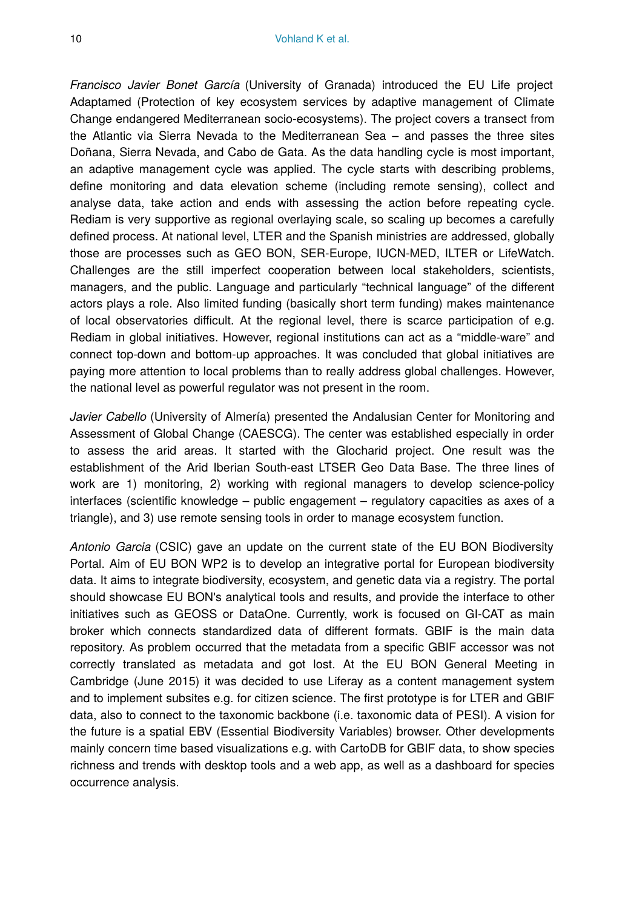*Francisco Javier Bonet García* (University of Granada) introduced the EU Life project Adaptamed (Protection of key ecosystem services by adaptive management of Climate Change endangered Mediterranean socio-ecosystems). The project covers a transect from the Atlantic via Sierra Nevada to the Mediterranean Sea – and passes the three sites Doñana, Sierra Nevada, and Cabo de Gata. As the data handling cycle is most important, an adaptive management cycle was applied. The cycle starts with describing problems, define monitoring and data elevation scheme (including remote sensing), collect and analyse data, take action and ends with assessing the action before repeating cycle. Rediam is very supportive as regional overlaying scale, so scaling up becomes a carefully defined process. At national level, LTER and the Spanish ministries are addressed, globally those are processes such as GEO BON, SER-Europe, IUCN-MED, ILTER or LifeWatch. Challenges are the still imperfect cooperation between local stakeholders, scientists, managers, and the public. Language and particularly "technical language" of the different actors plays a role. Also limited funding (basically short term funding) makes maintenance of local observatories difficult. At the regional level, there is scarce participation of e.g. Rediam in global initiatives. However, regional institutions can act as a "middle-ware" and connect top-down and bottom-up approaches. It was concluded that global initiatives are paying more attention to local problems than to really address global challenges. However, the national level as powerful regulator was not present in the room.

*Javier Cabello* (University of Almería) presented the Andalusian Center for Monitoring and Assessment of Global Change (CAESCG). The center was established especially in order to assess the arid areas. It started with the Glocharid project. One result was the establishment of the Arid Iberian South-east LTSER Geo Data Base. The three lines of work are 1) monitoring, 2) working with regional managers to develop science-policy interfaces (scientific knowledge – public engagement – regulatory capacities as axes of a triangle), and 3) use remote sensing tools in order to manage ecosystem function.

*Antonio Garcia* (CSIC) gave an update on the current state of the EU BON Biodiversity Portal. Aim of EU BON WP2 is to develop an integrative portal for European biodiversity data. It aims to integrate biodiversity, ecosystem, and genetic data via a registry. The portal should showcase EU BON's analytical tools and results, and provide the interface to other initiatives such as GEOSS or DataOne. Currently, work is focused on GI-CAT as main broker which connects standardized data of different formats. GBIF is the main data repository. As problem occurred that the metadata from a specific GBIF accessor was not correctly translated as metadata and got lost. At the EU BON General Meeting in Cambridge (June 2015) it was decided to use Liferay as a content management system and to implement subsites e.g. for citizen science. The first prototype is for LTER and GBIF data, also to connect to the taxonomic backbone (i.e. taxonomic data of PESI). A vision for the future is a spatial EBV (Essential Biodiversity Variables) browser. Other developments mainly concern time based visualizations e.g. with CartoDB for GBIF data, to show species richness and trends with desktop tools and a web app, as well as a dashboard for species occurrence analysis.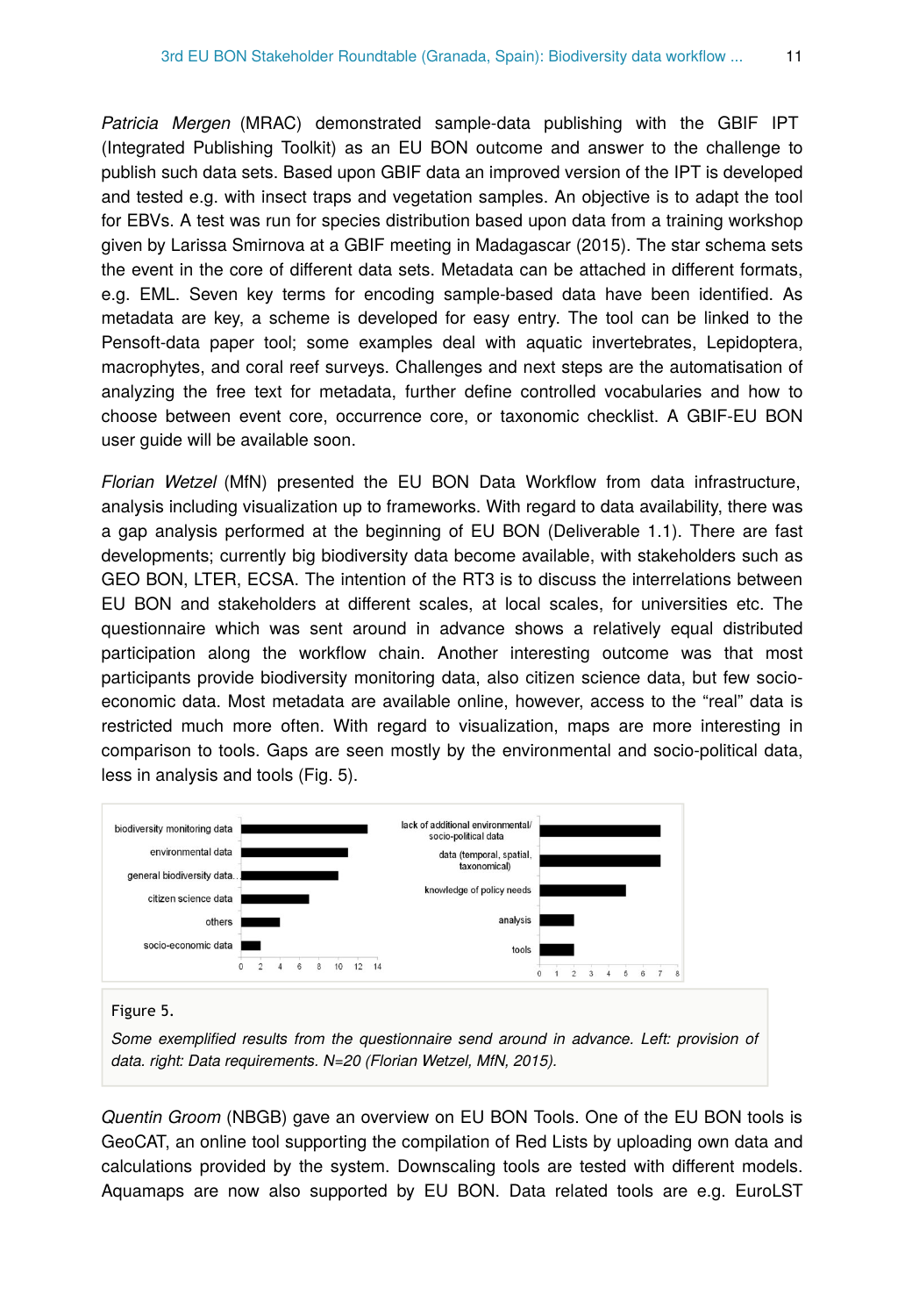*Patricia Mergen* (MRAC) demonstrated sample-data publishing with the GBIF IPT (Integrated Publishing Toolkit) as an EU BON outcome and answer to the challenge to publish such data sets. Based upon GBIF data an improved version of the IPT is developed and tested e.g. with insect traps and vegetation samples. An objective is to adapt the tool for EBVs. A test was run for species distribution based upon data from a training workshop given by Larissa Smirnova at a GBIF meeting in Madagascar (2015). The star schema sets the event in the core of different data sets. Metadata can be attached in different formats, e.g. EML. Seven key terms for encoding sample-based data have been identified. As metadata are key, a scheme is developed for easy entry. The tool can be linked to the Pensoft-data paper tool; some examples deal with aquatic invertebrates, Lepidoptera, macrophytes, and coral reef surveys. Challenges and next steps are the automatisation of analyzing the free text for metadata, further define controlled vocabularies and how to choose between event core, occurrence core, or taxonomic checklist. A GBIF-EU BON user guide will be available soon.

*Florian Wetzel* (MfN) presented the EU BON Data Workflow from data infrastructure, analysis including visualization up to frameworks. With regard to data availability, there was a gap analysis performed at the beginning of EU BON (Deliverable 1.1). There are fast developments; currently big biodiversity data become available, with stakeholders such as GEO BON, LTER, ECSA. The intention of the RT3 is to discuss the interrelations between EU BON and stakeholders at different scales, at local scales, for universities etc. The questionnaire which was sent around in advance shows a relatively equal distributed participation along the workflow chain. Another interesting outcome was that most participants provide biodiversity monitoring data, also citizen science data, but few socio-economic data. Most metadata are available online, however, access to the "real" data is restricted much more often. With regard to visualization, maps are more interesting in comparison to tools. Gaps are seen mostly by the environmental and socio-political data, less in analysis and tools (Fig. 5).

Figure 5.

*Some exemplified results from the questionnaire send around in advance. Left: provision of data. right: Data requirements. N=20 (Florian Wetzel, MfN, 2015).*

*Quentin Groom* (NBGB) gave an overview on EU BON Tools. One of the EU BON tools is GeoCAT, an online tool supporting the compilation of Red Lists by uploading own data and calculations provided by the system. Downscaling tools are tested with different models. Aquamaps are now also supported by EU BON. Data related tools are e.g. EuroLST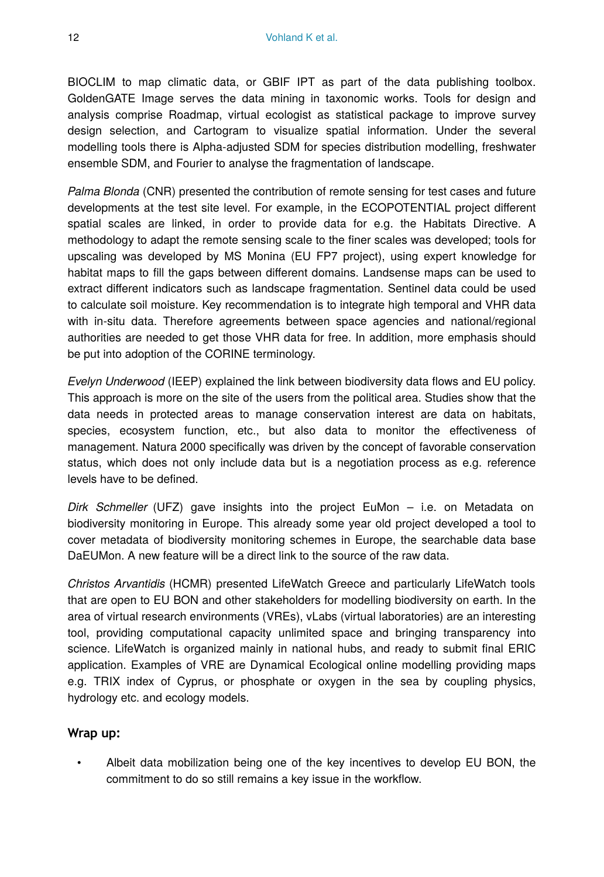BIOCLIM to map climatic data, or GBIF IPT as part of the data publishing toolbox. GoldenGATE Image serves the data mining in taxonomic works. Tools for design and analysis comprise Roadmap, virtual ecologist as statistical package to improve survey design selection, and Cartogram to visualize spatial information. Under the several modelling tools there is Alpha-adjusted SDM for species distribution modelling, freshwater ensemble SDM, and Fourier to analyse the fragmentation of landscape.

*Palma Blonda* (CNR) presented the contribution of remote sensing for test cases and future developments at the test site level. For example, in the ECOPOTENTIAL project different spatial scales are linked, in order to provide data for e.g. the Habitats Directive. A methodology to adapt the remote sensing scale to the finer scales was developed; tools for upscaling was developed by MS Monina (EU FP7 project), using expert knowledge for habitat maps to fill the gaps between different domains. Landsense maps can be used to extract different indicators such as landscape fragmentation. Sentinel data could be used to calculate soil moisture. Key recommendation is to integrate high temporal and VHR data with in-situ data. Therefore agreements between space agencies and national/regional authorities are needed to get those VHR data for free. In addition, more emphasis should be put into adoption of the CORINE terminology.

*Evelyn Underwood* (IEEP) explained the link between biodiversity data flows and EU policy. This approach is more on the site of the users from the political area. Studies show that the data needs in protected areas to manage conservation interest are data on habitats, species, ecosystem function, etc., but also data to monitor the effectiveness of management. Natura 2000 specifically was driven by the concept of favorable conservation status, which does not only include data but is a negotiation process as e.g. reference levels have to be defined.

*Dirk Schmeller* (UFZ) gave insights into the project EuMon – i.e. on Metadata on biodiversity monitoring in Europe. This already some year old project developed a tool to cover metadata of biodiversity monitoring schemes in Europe, the searchable data base DaEUMon. A new feature will be a direct link to the source of the raw data.

*Christos Arvantidis* (HCMR) presented LifeWatch Greece and particularly LifeWatch tools that are open to EU BON and other stakeholders for modelling biodiversity on earth. In the area of virtual research environments (VREs), vLabs (virtual laboratories) are an interesting tool, providing computational capacity unlimited space and bringing transparency into science. LifeWatch is organized mainly in national hubs, and ready to submit final ERIC application. Examples of VRE are Dynamical Ecological online modelling providing maps e.g. TRIX index of Cyprus, or phosphate or oxygen in the sea by coupling physics, hydrology etc. and ecology models.

**Wrap up:**

- Albeit data mobilization being one of the key incentives to develop EU BON, the commitment to do so still remains a key issue in the workflow.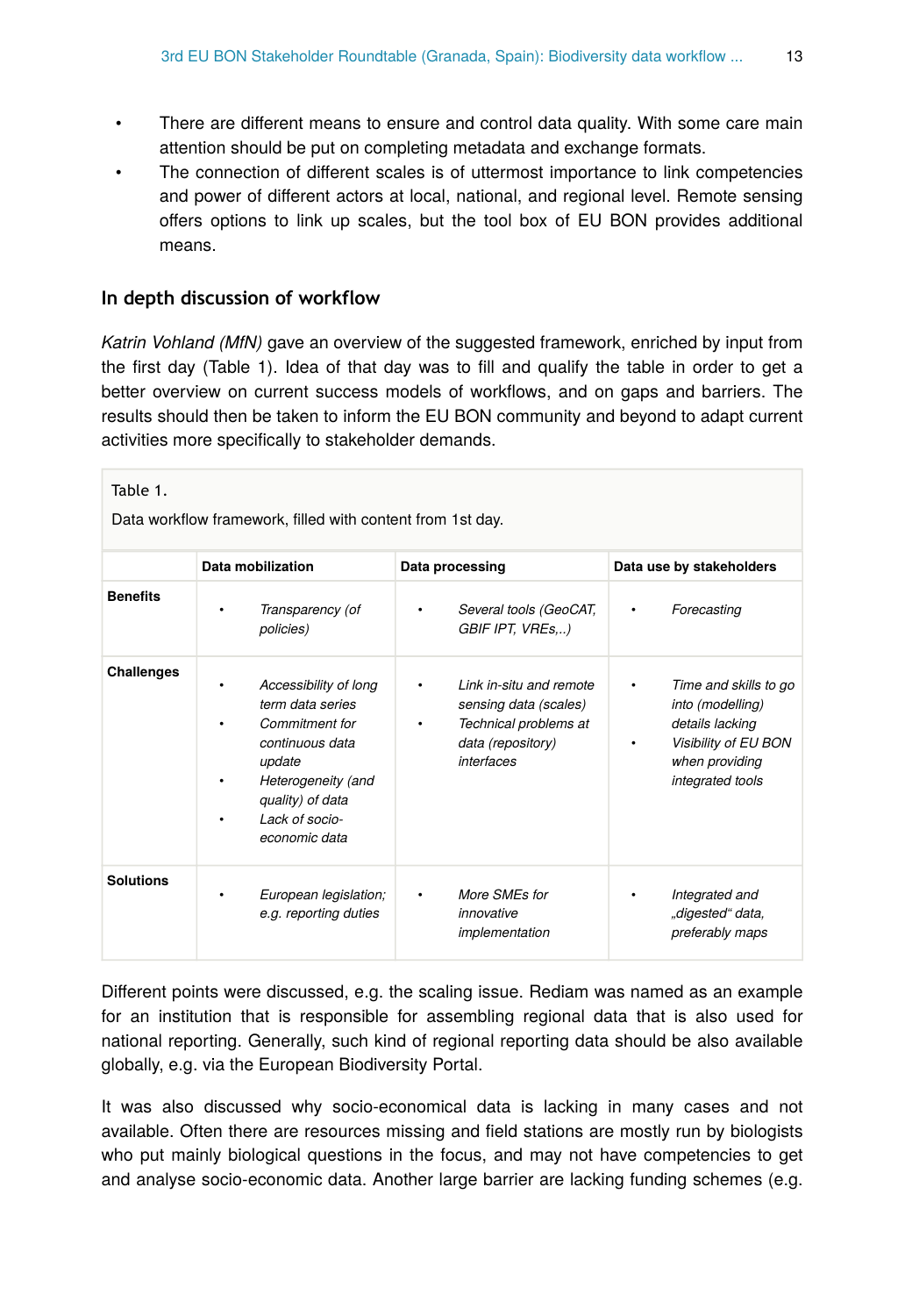- There are different means to ensure and control data quality. With some care main attention should be put on completing metadata and exchange formats.
- The connection of different scales is of uttermost importance to link competencies and power of different actors at local, national, and regional level. Remote sensing offers options to link up scales, but the tool box of EU BON provides additional means.

## In depth discussion of workflow

*Katrin Vohland (MfN)* gave an overview of the suggested framework, enriched by input from the first day (Table 1). Idea of that day was to fill and qualify the table in order to get a better overview on current success models of workflows, and on gaps and barriers. The results should then be taken to inform the EU BON community and beyond to adapt current activities more specifically to stakeholder demands.

Table 1.

Data workflow framework, filled with content from 1st day.

| | Data mobilization | Data processing | Data use by stakeholders |
|---|---|---|---|
| **Benefits** | • *Transparency (of policies)* | • *Several tools (GeoCAT, GBIF IPT, VREs,..)* | • *Forecasting* |
| **Challenges** | • *Accessibility of long term data series*<br>• *Commitment for continuous data update*<br>• *Heterogeneity (and quality) of data*<br>• *Lack of socio-economic data* | • *Link in-situ and remote sensing data (scales)*<br>• *Technical problems at data (repository) interfaces* | • *Time and skills to go into (modelling) details lacking*<br>• *Visibility of EU BON when providing integrated tools* |
| **Solutions** | • *European legislation; e.g. reporting duties* | • *More SMEs for innovative implementation* | • *Integrated and „digested“ data, preferably maps* |

Different points were discussed, e.g. the scaling issue. Rediam was named as an example for an institution that is responsible for assembling regional data that is also used for national reporting. Generally, such kind of regional reporting data should be also available globally, e.g. via the European Biodiversity Portal.

It was also discussed why socio-economical data is lacking in many cases and not available. Often there are resources missing and field stations are mostly run by biologists who put mainly biological questions in the focus, and may not have competencies to get and analyse socio-economic data. Another large barrier are lacking funding schemes (e.g.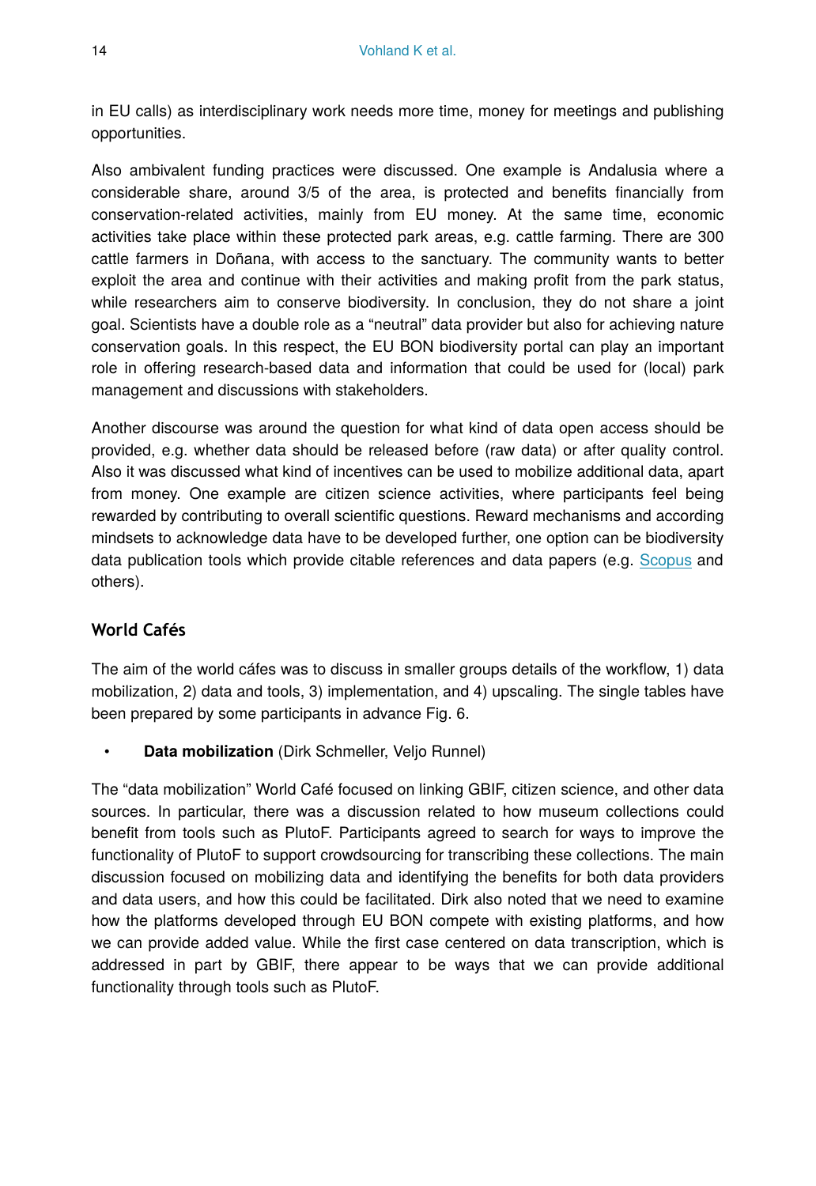in EU calls) as interdisciplinary work needs more time, money for meetings and publishing opportunities.

Also ambivalent funding practices were discussed. One example is Andalusia where a considerable share, around 3/5 of the area, is protected and benefits financially from conservation-related activities, mainly from EU money. At the same time, economic activities take place within these protected park areas, e.g. cattle farming. There are 300 cattle farmers in Doñana, with access to the sanctuary. The community wants to better exploit the area and continue with their activities and making profit from the park status, while researchers aim to conserve biodiversity. In conclusion, they do not share a joint goal. Scientists have a double role as a "neutral" data provider but also for achieving nature conservation goals. In this respect, the EU BON biodiversity portal can play an important role in offering research-based data and information that could be used for (local) park management and discussions with stakeholders.

Another discourse was around the question for what kind of data open access should be provided, e.g. whether data should be released before (raw data) or after quality control. Also it was discussed what kind of incentives can be used to mobilize additional data, apart from money. One example are citizen science activities, where participants feel being rewarded by contributing to overall scientific questions. Reward mechanisms and according mindsets to acknowledge data have to be developed further, one option can be biodiversity data publication tools which provide citable references and data papers (e.g. Scopus and others).

## World Cafés

The aim of the world cáfes was to discuss in smaller groups details of the workflow, 1) data mobilization, 2) data and tools, 3) implementation, and 4) upscaling. The single tables have been prepared by some participants in advance Fig. 6.

- **Data mobilization** (Dirk Schmeller, Veljo Runnel)

The "data mobilization" World Café focused on linking GBIF, citizen science, and other data sources. In particular, there was a discussion related to how museum collections could benefit from tools such as PlutoF. Participants agreed to search for ways to improve the functionality of PlutoF to support crowdsourcing for transcribing these collections. The main discussion focused on mobilizing data and identifying the benefits for both data providers and data users, and how this could be facilitated. Dirk also noted that we need to examine how the platforms developed through EU BON compete with existing platforms, and how we can provide added value. While the first case centered on data transcription, which is addressed in part by GBIF, there appear to be ways that we can provide additional functionality through tools such as PlutoF.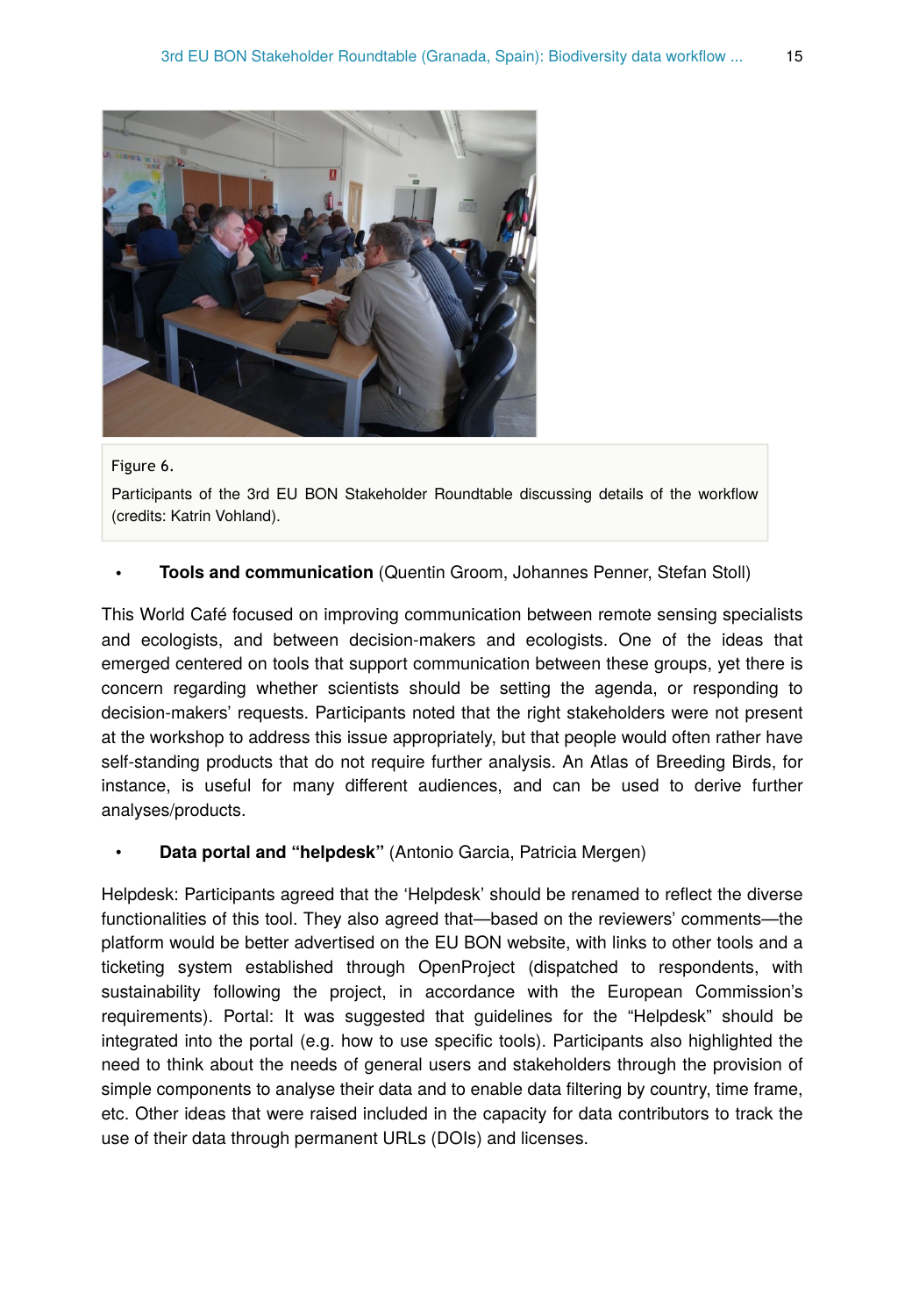Figure 6.

Participants of the 3rd EU BON Stakeholder Roundtable discussing details of the workflow (credits: Katrin Vohland).

- **Tools and communication** (Quentin Groom, Johannes Penner, Stefan Stoll)

This World Café focused on improving communication between remote sensing specialists and ecologists, and between decision-makers and ecologists. One of the ideas that emerged centered on tools that support communication between these groups, yet there is concern regarding whether scientists should be setting the agenda, or responding to decision-makers' requests. Participants noted that the right stakeholders were not present at the workshop to address this issue appropriately, but that people would often rather have self-standing products that do not require further analysis. An Atlas of Breeding Birds, for instance, is useful for many different audiences, and can be used to derive further analyses/products.

- **Data portal and "helpdesk"** (Antonio Garcia, Patricia Mergen)

Helpdesk: Participants agreed that the 'Helpdesk' should be renamed to reflect the diverse functionalities of this tool. They also agreed that—based on the reviewers' comments—the platform would be better advertised on the EU BON website, with links to other tools and a ticketing system established through OpenProject (dispatched to respondents, with sustainability following the project, in accordance with the European Commission's requirements). Portal: It was suggested that guidelines for the "Helpdesk" should be integrated into the portal (e.g. how to use specific tools). Participants also highlighted the need to think about the needs of general users and stakeholders through the provision of simple components to analyse their data and to enable data filtering by country, time frame, etc. Other ideas that were raised included in the capacity for data contributors to track the use of their data through permanent URLs (DOIs) and licenses.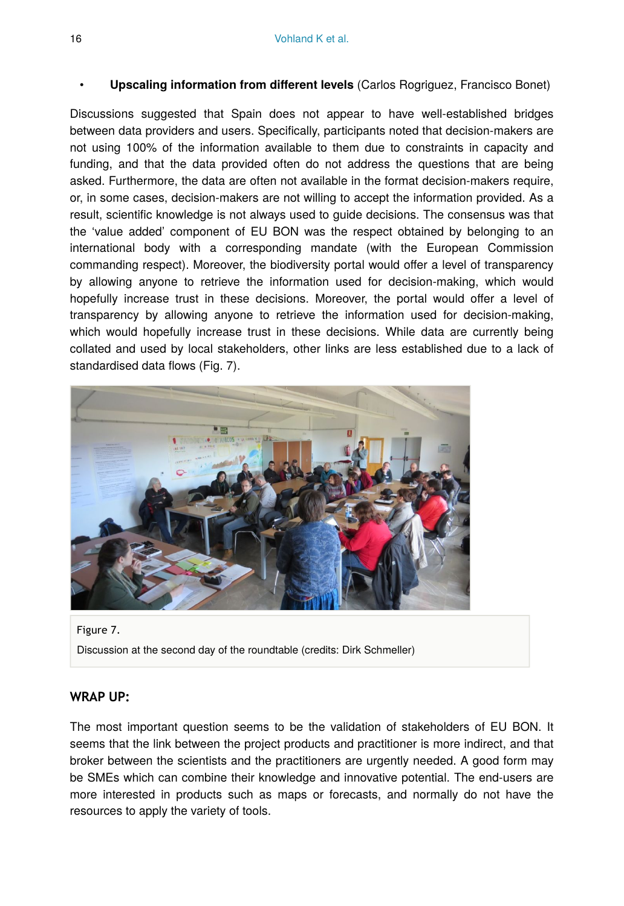- **Upscaling information from different levels** (Carlos Rogriguez, Francisco Bonet)

Discussions suggested that Spain does not appear to have well-established bridges between data providers and users. Specifically, participants noted that decision-makers are not using 100% of the information available to them due to constraints in capacity and funding, and that the data provided often do not address the questions that are being asked. Furthermore, the data are often not available in the format decision-makers require, or, in some cases, decision-makers are not willing to accept the information provided. As a result, scientific knowledge is not always used to guide decisions. The consensus was that the 'value added' component of EU BON was the respect obtained by belonging to an international body with a corresponding mandate (with the European Commission commanding respect). Moreover, the biodiversity portal would offer a level of transparency by allowing anyone to retrieve the information used for decision-making, which would hopefully increase trust in these decisions. Moreover, the portal would offer a level of transparency by allowing anyone to retrieve the information used for decision-making, which would hopefully increase trust in these decisions. While data are currently being collated and used by local stakeholders, other links are less established due to a lack of standardised data flows (Fig. 7).

Figure 7.

Discussion at the second day of the roundtable (credits: Dirk Schmeller)

## WRAP UP:

The most important question seems to be the validation of stakeholders of EU BON. It seems that the link between the project products and practitioner is more indirect, and that broker between the scientists and the practitioners are urgently needed. A good form may be SMEs which can combine their knowledge and innovative potential. The end-users are more interested in products such as maps or forecasts, and normally do not have the resources to apply the variety of tools.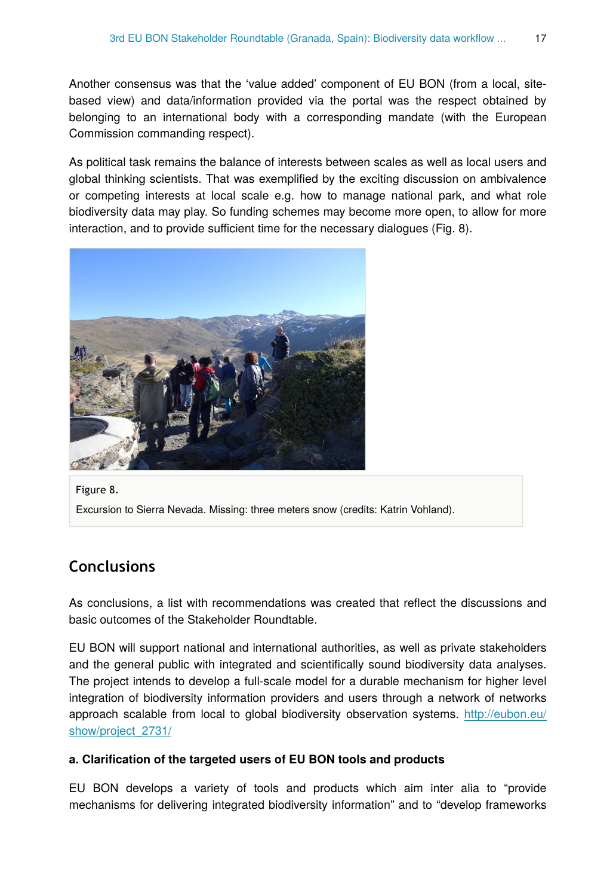Another consensus was that the 'value added' component of EU BON (from a local, site-based view) and data/information provided via the portal was the respect obtained by belonging to an international body with a corresponding mandate (with the European Commission commanding respect).

As political task remains the balance of interests between scales as well as local users and global thinking scientists. That was exemplified by the exciting discussion on ambivalence or competing interests at local scale e.g. how to manage national park, and what role biodiversity data may play. So funding schemes may become more open, to allow for more interaction, and to provide sufficient time for the necessary dialogues (Fig. 8).

Figure 8.

Excursion to Sierra Nevada. Missing: three meters snow (credits: Katrin Vohland).

## Conclusions

As conclusions, a list with recommendations was created that reflect the discussions and basic outcomes of the Stakeholder Roundtable.

EU BON will support national and international authorities, as well as private stakeholders and the general public with integrated and scientifically sound biodiversity data analyses. The project intends to develop a full-scale model for a durable mechanism for higher level integration of biodiversity information providers and users through a network of networks approach scalable from local to global biodiversity observation systems. [http://eubon.eu/show/project_2731/](http://eubon.eu/show/project_2731/)

#### a. Clarification of the targeted users of EU BON tools and products

EU BON develops a variety of tools and products which aim inter alia to "provide mechanisms for delivering integrated biodiversity information" and to "develop frameworks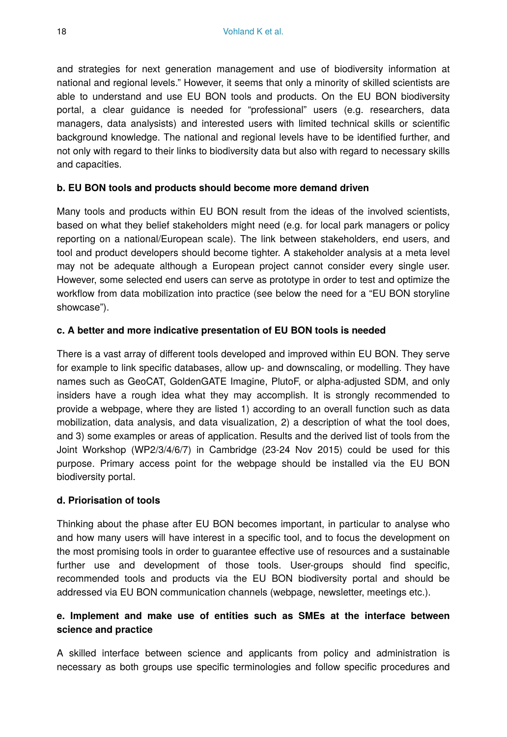and strategies for next generation management and use of biodiversity information at national and regional levels." However, it seems that only a minority of skilled scientists are able to understand and use EU BON tools and products. On the EU BON biodiversity portal, a clear guidance is needed for "professional" users (e.g. researchers, data managers, data analysists) and interested users with limited technical skills or scientific background knowledge. The national and regional levels have to be identified further, and not only with regard to their links to biodiversity data but also with regard to necessary skills and capacities.

**b. EU BON tools and products should become more demand driven**

Many tools and products within EU BON result from the ideas of the involved scientists, based on what they belief stakeholders might need (e.g. for local park managers or policy reporting on a national/European scale). The link between stakeholders, end users, and tool and product developers should become tighter. A stakeholder analysis at a meta level may not be adequate although a European project cannot consider every single user. However, some selected end users can serve as prototype in order to test and optimize the workflow from data mobilization into practice (see below the need for a "EU BON storyline showcase").

**c. A better and more indicative presentation of EU BON tools is needed**

There is a vast array of different tools developed and improved within EU BON. They serve for example to link specific databases, allow up- and downscaling, or modelling. They have names such as GeoCAT, GoldenGATE Imagine, PlutoF, or alpha-adjusted SDM, and only insiders have a rough idea what they may accomplish. It is strongly recommended to provide a webpage, where they are listed 1) according to an overall function such as data mobilization, data analysis, and data visualization, 2) a description of what the tool does, and 3) some examples or areas of application. Results and the derived list of tools from the Joint Workshop (WP2/3/4/6/7) in Cambridge (23-24 Nov 2015) could be used for this purpose. Primary access point for the webpage should be installed via the EU BON biodiversity portal.

**d. Priorisation of tools**

Thinking about the phase after EU BON becomes important, in particular to analyse who and how many users will have interest in a specific tool, and to focus the development on the most promising tools in order to guarantee effective use of resources and a sustainable further use and development of those tools. User-groups should find specific, recommended tools and products via the EU BON biodiversity portal and should be addressed via EU BON communication channels (webpage, newsletter, meetings etc.).

**e. Implement and make use of entities such as SMEs at the interface between science and practice**

A skilled interface between science and applicants from policy and administration is necessary as both groups use specific terminologies and follow specific procedures and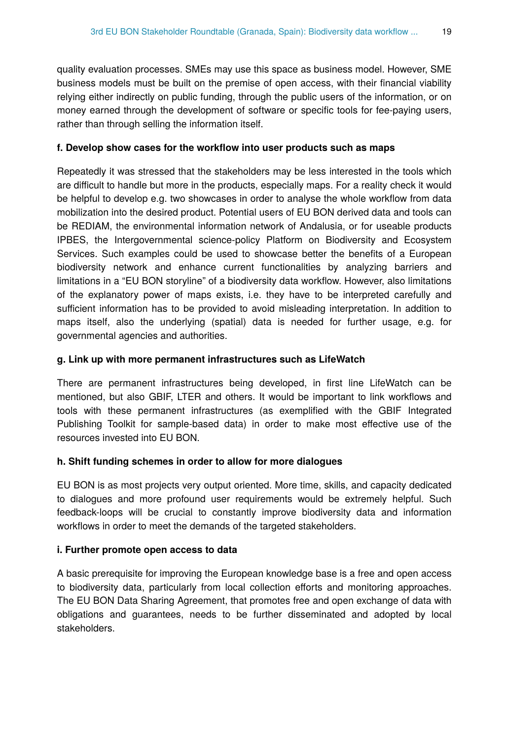quality evaluation processes. SMEs may use this space as business model. However, SME business models must be built on the premise of open access, with their financial viability relying either indirectly on public funding, through the public users of the information, or on money earned through the development of software or specific tools for fee-paying users, rather than through selling the information itself.

#### f. Develop show cases for the workflow into user products such as maps

Repeatedly it was stressed that the stakeholders may be less interested in the tools which are difficult to handle but more in the products, especially maps. For a reality check it would be helpful to develop e.g. two showcases in order to analyse the whole workflow from data mobilization into the desired product. Potential users of EU BON derived data and tools can be REDIAM, the environmental information network of Andalusia, or for useable products IPBES, the Intergovernmental science-policy Platform on Biodiversity and Ecosystem Services. Such examples could be used to showcase better the benefits of a European biodiversity network and enhance current functionalities by analyzing barriers and limitations in a "EU BON storyline" of a biodiversity data workflow. However, also limitations of the explanatory power of maps exists, i.e. they have to be interpreted carefully and sufficient information has to be provided to avoid misleading interpretation. In addition to maps itself, also the underlying (spatial) data is needed for further usage, e.g. for governmental agencies and authorities.

#### g. Link up with more permanent infrastructures such as LifeWatch

There are permanent infrastructures being developed, in first line LifeWatch can be mentioned, but also GBIF, LTER and others. It would be important to link workflows and tools with these permanent infrastructures (as exemplified with the GBIF Integrated Publishing Toolkit for sample-based data) in order to make most effective use of the resources invested into EU BON.

#### h. Shift funding schemes in order to allow for more dialogues

EU BON is as most projects very output oriented. More time, skills, and capacity dedicated to dialogues and more profound user requirements would be extremely helpful. Such feedback-loops will be crucial to constantly improve biodiversity data and information workflows in order to meet the demands of the targeted stakeholders.

#### i. Further promote open access to data

A basic prerequisite for improving the European knowledge base is a free and open access to biodiversity data, particularly from local collection efforts and monitoring approaches. The EU BON Data Sharing Agreement, that promotes free and open exchange of data with obligations and guarantees, needs to be further disseminated and adopted by local stakeholders.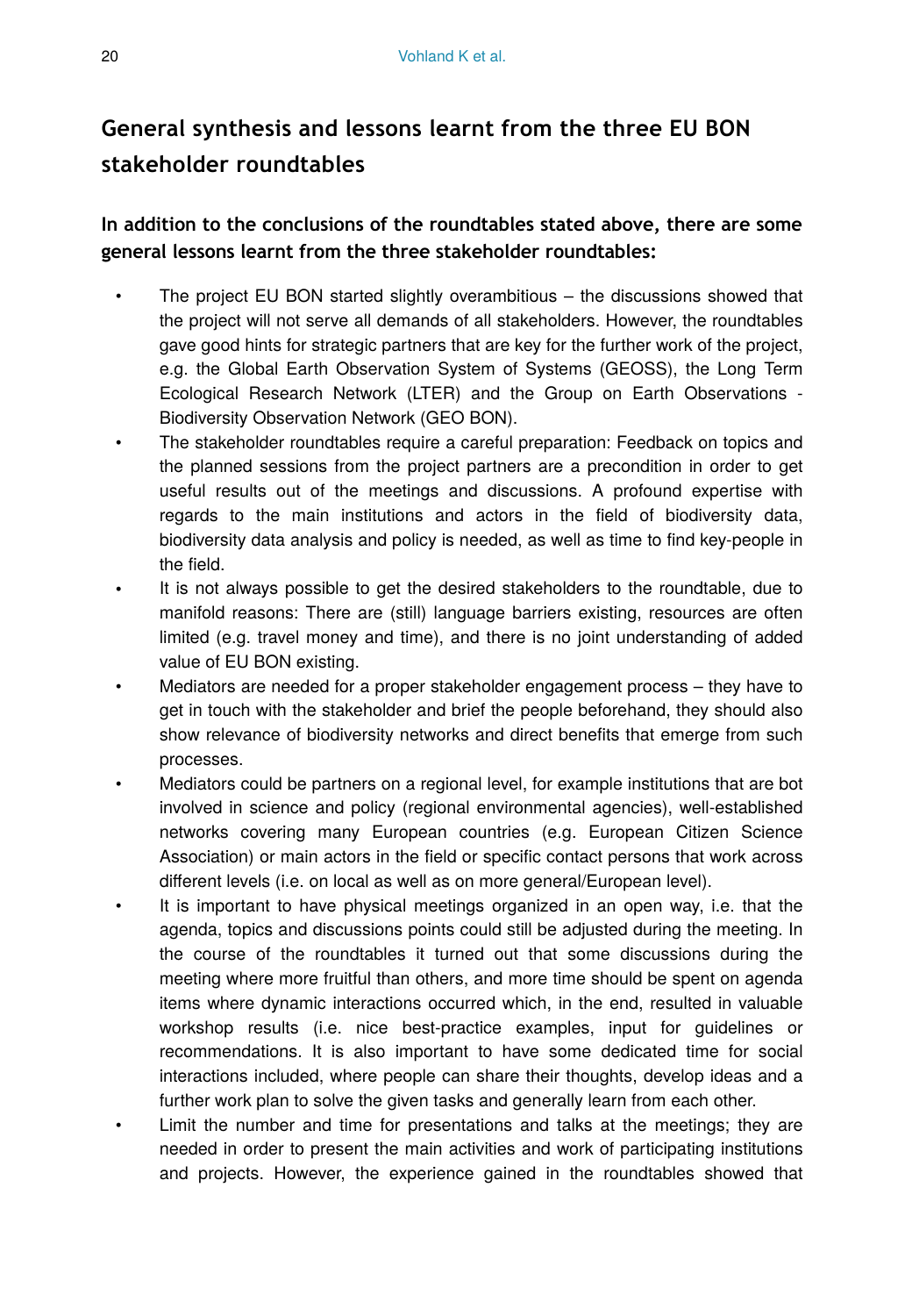## General synthesis and lessons learnt from the three EU BON stakeholder roundtables

### In addition to the conclusions of the roundtables stated above, there are some general lessons learnt from the three stakeholder roundtables:

- The project EU BON started slightly overambitious – the discussions showed that the project will not serve all demands of all stakeholders. However, the roundtables gave good hints for strategic partners that are key for the further work of the project, e.g. the Global Earth Observation System of Systems (GEOSS), the Long Term Ecological Research Network (LTER) and the Group on Earth Observations - Biodiversity Observation Network (GEO BON).
- The stakeholder roundtables require a careful preparation: Feedback on topics and the planned sessions from the project partners are a precondition in order to get useful results out of the meetings and discussions. A profound expertise with regards to the main institutions and actors in the field of biodiversity data, biodiversity data analysis and policy is needed, as well as time to find key-people in the field.
- It is not always possible to get the desired stakeholders to the roundtable, due to manifold reasons: There are (still) language barriers existing, resources are often limited (e.g. travel money and time), and there is no joint understanding of added value of EU BON existing.
- Mediators are needed for a proper stakeholder engagement process – they have to get in touch with the stakeholder and brief the people beforehand, they should also show relevance of biodiversity networks and direct benefits that emerge from such processes.
- Mediators could be partners on a regional level, for example institutions that are bot involved in science and policy (regional environmental agencies), well-established networks covering many European countries (e.g. European Citizen Science Association) or main actors in the field or specific contact persons that work across different levels (i.e. on local as well as on more general/European level).
- It is important to have physical meetings organized in an open way, i.e. that the agenda, topics and discussions points could still be adjusted during the meeting. In the course of the roundtables it turned out that some discussions during the meeting where more fruitful than others, and more time should be spent on agenda items where dynamic interactions occurred which, in the end, resulted in valuable workshop results (i.e. nice best-practice examples, input for guidelines or recommendations. It is also important to have some dedicated time for social interactions included, where people can share their thoughts, develop ideas and a further work plan to solve the given tasks and generally learn from each other.
- Limit the number and time for presentations and talks at the meetings; they are needed in order to present the main activities and work of participating institutions and projects. However, the experience gained in the roundtables showed that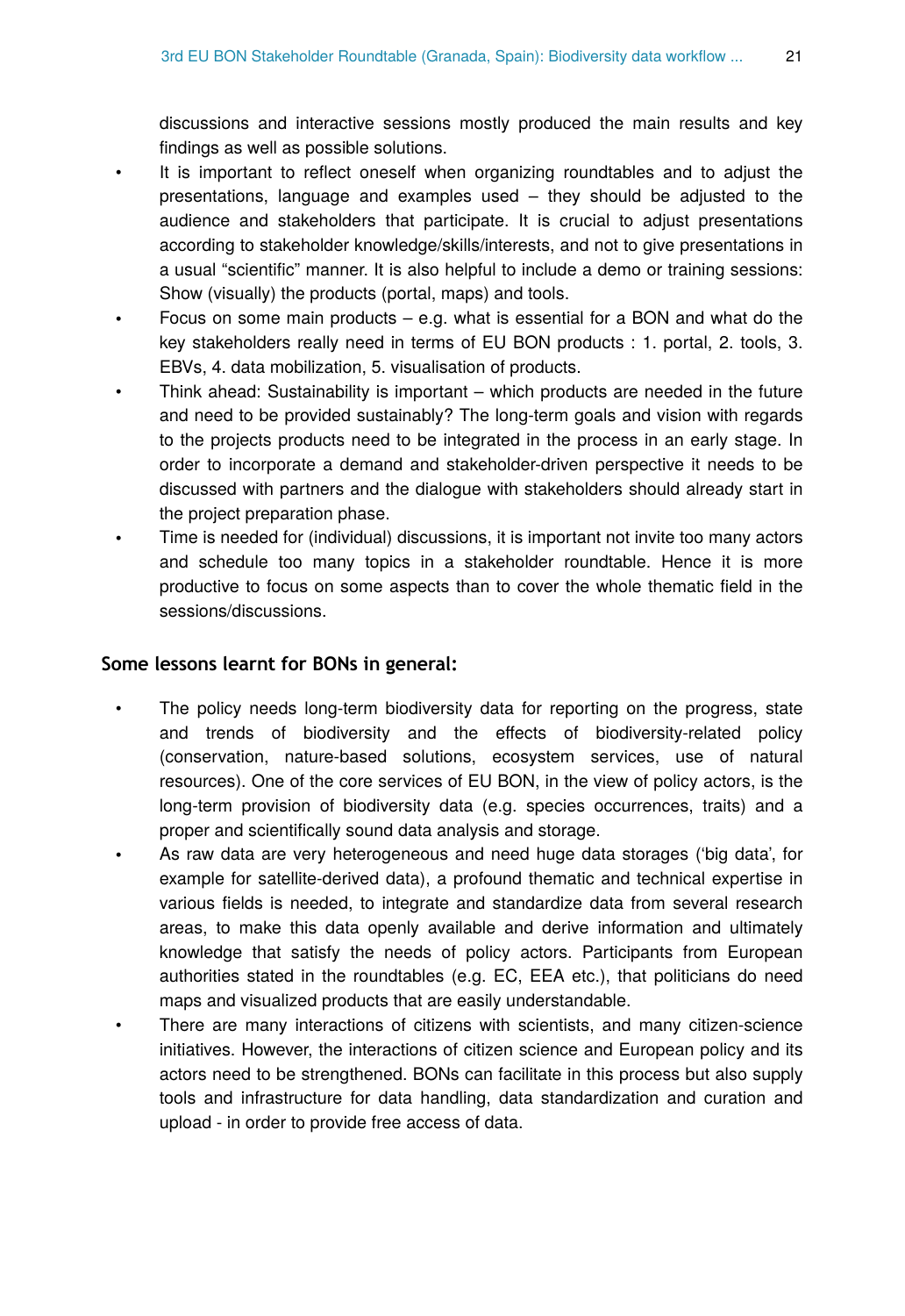discussions and interactive sessions mostly produced the main results and key findings as well as possible solutions.

- It is important to reflect oneself when organizing roundtables and to adjust the presentations, language and examples used – they should be adjusted to the audience and stakeholders that participate. It is crucial to adjust presentations according to stakeholder knowledge/skills/interests, and not to give presentations in a usual "scientific" manner. It is also helpful to include a demo or training sessions: Show (visually) the products (portal, maps) and tools.
- Focus on some main products – e.g. what is essential for a BON and what do the key stakeholders really need in terms of EU BON products : 1. portal, 2. tools, 3. EBVs, 4. data mobilization, 5. visualisation of products.
- Think ahead: Sustainability is important – which products are needed in the future and need to be provided sustainably? The long-term goals and vision with regards to the projects products need to be integrated in the process in an early stage. In order to incorporate a demand and stakeholder-driven perspective it needs to be discussed with partners and the dialogue with stakeholders should already start in the project preparation phase.
- Time is needed for (individual) discussions, it is important not invite too many actors and schedule too many topics in a stakeholder roundtable. Hence it is more productive to focus on some aspects than to cover the whole thematic field in the sessions/discussions.

**Some lessons learnt for BONs in general:**

- The policy needs long-term biodiversity data for reporting on the progress, state and trends of biodiversity and the effects of biodiversity-related policy (conservation, nature-based solutions, ecosystem services, use of natural resources). One of the core services of EU BON, in the view of policy actors, is the long-term provision of biodiversity data (e.g. species occurrences, traits) and a proper and scientifically sound data analysis and storage.
- As raw data are very heterogeneous and need huge data storages ('big data', for example for satellite-derived data), a profound thematic and technical expertise in various fields is needed, to integrate and standardize data from several research areas, to make this data openly available and derive information and ultimately knowledge that satisfy the needs of policy actors. Participants from European authorities stated in the roundtables (e.g. EC, EEA etc.), that politicians do need maps and visualized products that are easily understandable.
- There are many interactions of citizens with scientists, and many citizen-science initiatives. However, the interactions of citizen science and European policy and its actors need to be strengthened. BONs can facilitate in this process but also supply tools and infrastructure for data handling, data standardization and curation and upload - in order to provide free access of data.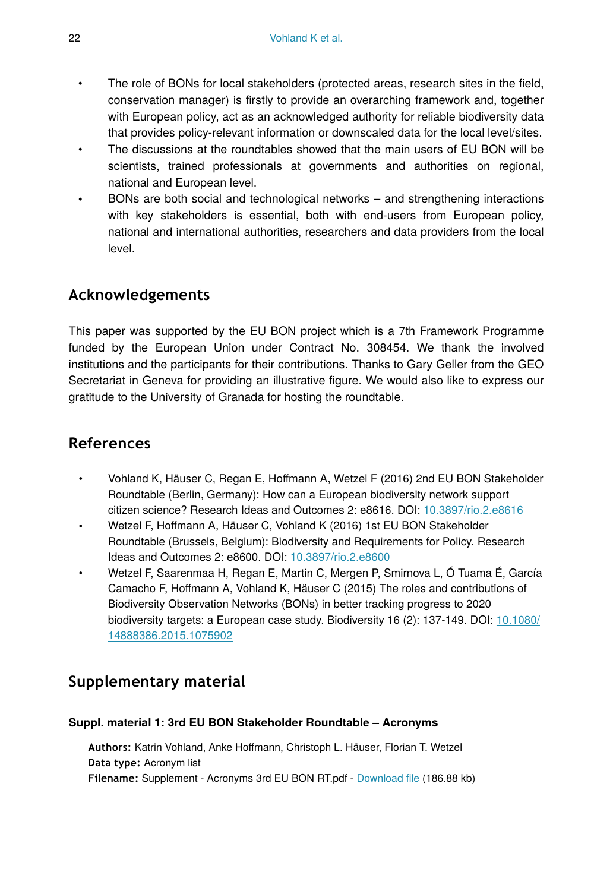- The role of BONs for local stakeholders (protected areas, research sites in the field, conservation manager) is firstly to provide an overarching framework and, together with European policy, act as an acknowledged authority for reliable biodiversity data that provides policy-relevant information or downscaled data for the local level/sites.
- The discussions at the roundtables showed that the main users of EU BON will be scientists, trained professionals at governments and authorities on regional, national and European level.
- BONs are both social and technological networks – and strengthening interactions with key stakeholders is essential, both with end-users from European policy, national and international authorities, researchers and data providers from the local level.

## Acknowledgements

This paper was supported by the EU BON project which is a 7th Framework Programme funded by the European Union under Contract No. 308454. We thank the involved institutions and the participants for their contributions. Thanks to Gary Geller from the GEO Secretariat in Geneva for providing an illustrative figure. We would also like to express our gratitude to the University of Granada for hosting the roundtable.

## References

- Vohland K, Häuser C, Regan E, Hoffmann A, Wetzel F (2016) 2nd EU BON Stakeholder Roundtable (Berlin, Germany): How can a European biodiversity network support citizen science? Research Ideas and Outcomes 2: e8616. DOI: [10.3897/rio.2.e8616](https://doi.org/10.3897/rio.2.e8616)
- Wetzel F, Hoffmann A, Häuser C, Vohland K (2016) 1st EU BON Stakeholder Roundtable (Brussels, Belgium): Biodiversity and Requirements for Policy. Research Ideas and Outcomes 2: e8600. DOI: [10.3897/rio.2.e8600](https://doi.org/10.3897/rio.2.e8600)
- Wetzel F, Saarenmaa H, Regan E, Martin C, Mergen P, Smirnova L, Ó Tuama É, García Camacho F, Hoffmann A, Vohland K, Häuser C (2015) The roles and contributions of Biodiversity Observation Networks (BONs) in better tracking progress to 2020 biodiversity targets: a European case study. Biodiversity 16 (2): 137-149. DOI: [10.1080/14888386.2015.1075902](https://doi.org/10.1080/14888386.2015.1075902)

## Supplementary material

### Suppl. material 1: 3rd EU BON Stakeholder Roundtable – Acronyms

**Authors:** Katrin Vohland, Anke Hoffmann, Christoph L. Häuser, Florian T. Wetzel
**Data type:** Acronym list
**Filename:** Supplement - Acronyms 3rd EU BON RT.pdf - Download file (186.88 kb)